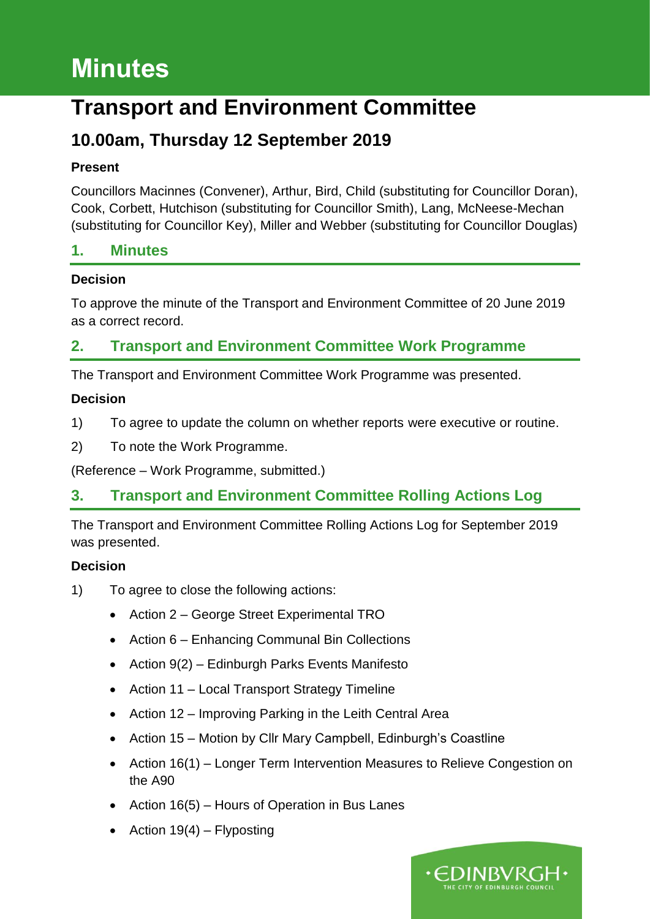# Minutes

# Transport and Environment Committee

## 10.00am, Thursday 12 September 2019

**Present**

Councillors Macinnes (Convener), Arthur, Bird, Child (substituting for Councillor Doran), Cook, Corbett, Hutchison (substituting for Councillor Smith), Lang, McNeese-Mechan (substituting for Councillor Key), Miller and Webber (substituting for Councillor Douglas)

## 1. Minutes

**Decision**

To approve the minute of the Transport and Environment Committee of 20 June 2019 as a correct record.

## 2. Transport and Environment Committee Work Programme

The Transport and Environment Committee Work Programme was presented.

**Decision**

1) To agree to update the column on whether reports were executive or routine.

2) To note the Work Programme.

(Reference – Work Programme, submitted.)

## 3. Transport and Environment Committee Rolling Actions Log

The Transport and Environment Committee Rolling Actions Log for September 2019 was presented.

**Decision**

1) To agree to close the following actions:

- Action 2 – George Street Experimental TRO
- Action 6 – Enhancing Communal Bin Collections
- Action 9(2) – Edinburgh Parks Events Manifesto
- Action 11 – Local Transport Strategy Timeline
- Action 12 – Improving Parking in the Leith Central Area
- Action 15 – Motion by Cllr Mary Campbell, Edinburgh's Coastline
- Action 16(1) – Longer Term Intervention Measures to Relieve Congestion on the A90
- Action 16(5) – Hours of Operation in Bus Lanes
- Action 19(4) – Flyposting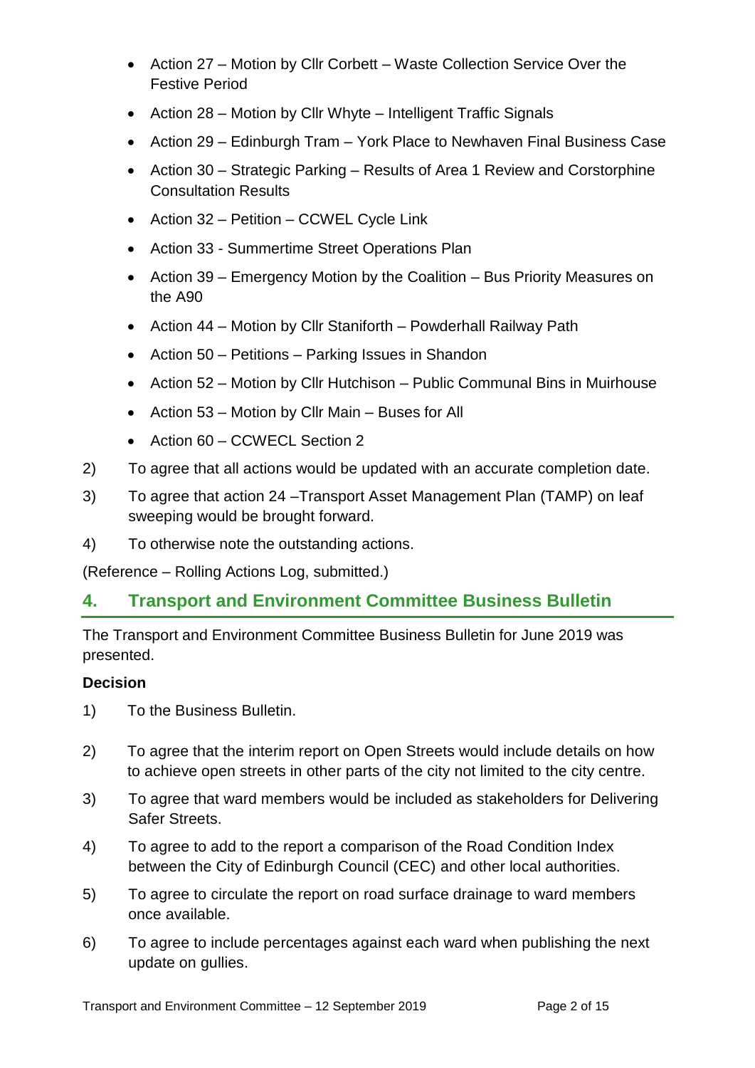- Action 27 – Motion by Cllr Corbett – Waste Collection Service Over the Festive Period
- Action 28 – Motion by Cllr Whyte – Intelligent Traffic Signals
- Action 29 – Edinburgh Tram – York Place to Newhaven Final Business Case
- Action 30 – Strategic Parking – Results of Area 1 Review and Corstorphine Consultation Results
- Action 32 – Petition – CCWEL Cycle Link
- Action 33 - Summertime Street Operations Plan
- Action 39 – Emergency Motion by the Coalition – Bus Priority Measures on the A90
- Action 44 – Motion by Cllr Staniforth – Powderhall Railway Path
- Action 50 – Petitions – Parking Issues in Shandon
- Action 52 – Motion by Cllr Hutchison – Public Communal Bins in Muirhouse
- Action 53 – Motion by Cllr Main – Buses for All
- Action 60 – CCWECL Section 2

2) To agree that all actions would be updated with an accurate completion date.

3) To agree that action 24 –Transport Asset Management Plan (TAMP) on leaf sweeping would be brought forward.

4) To otherwise note the outstanding actions.

(Reference – Rolling Actions Log, submitted.)

## 4. Transport and Environment Committee Business Bulletin

The Transport and Environment Committee Business Bulletin for June 2019 was presented.

**Decision**

1) To the Business Bulletin.

2) To agree that the interim report on Open Streets would include details on how to achieve open streets in other parts of the city not limited to the city centre.

3) To agree that ward members would be included as stakeholders for Delivering Safer Streets.

4) To agree to add to the report a comparison of the Road Condition Index between the City of Edinburgh Council (CEC) and other local authorities.

5) To agree to circulate the report on road surface drainage to ward members once available.

6) To agree to include percentages against each ward when publishing the next update on gullies.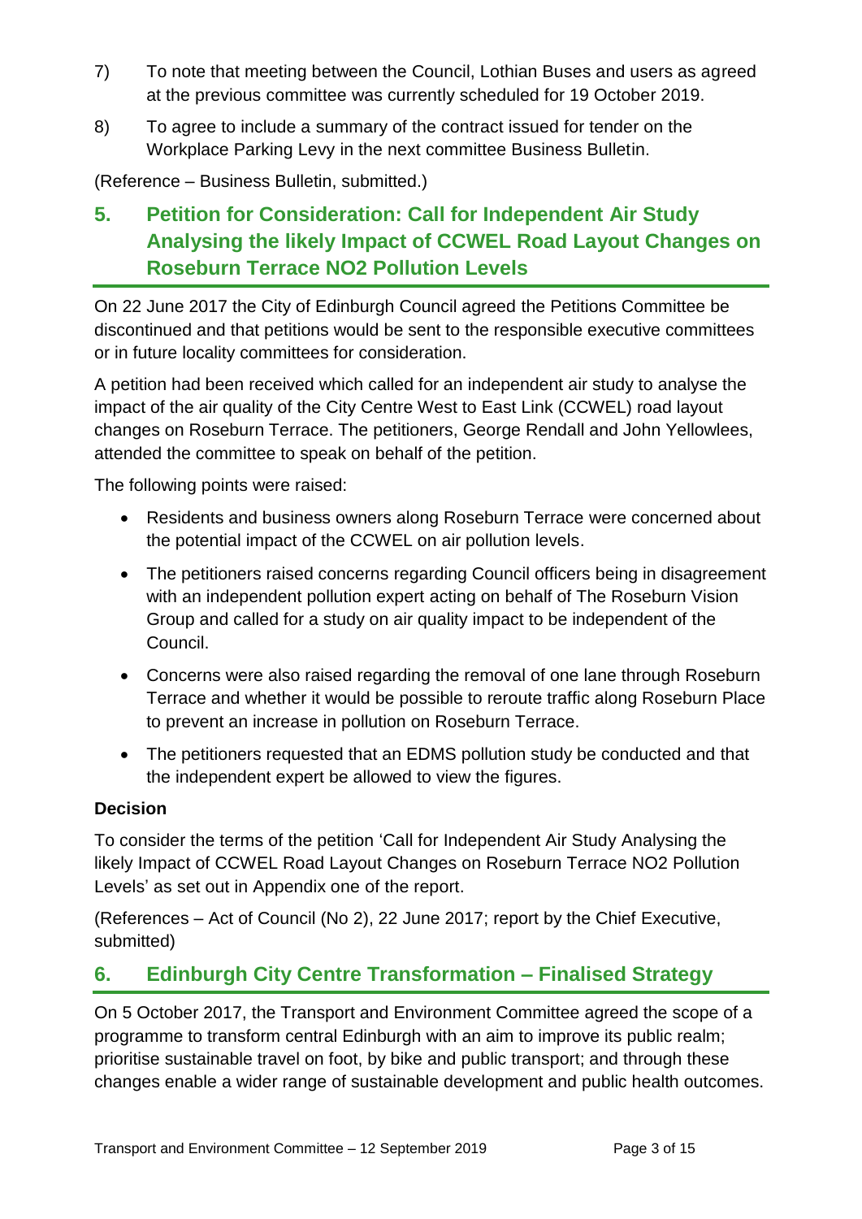7) To note that meeting between the Council, Lothian Buses and users as agreed at the previous committee was currently scheduled for 19 October 2019.

8) To agree to include a summary of the contract issued for tender on the Workplace Parking Levy in the next committee Business Bulletin.

(Reference – Business Bulletin, submitted.)

## 5. Petition for Consideration: Call for Independent Air Study Analysing the likely Impact of CCWEL Road Layout Changes on Roseburn Terrace NO2 Pollution Levels

On 22 June 2017 the City of Edinburgh Council agreed the Petitions Committee be discontinued and that petitions would be sent to the responsible executive committees or in future locality committees for consideration.

A petition had been received which called for an independent air study to analyse the impact of the air quality of the City Centre West to East Link (CCWEL) road layout changes on Roseburn Terrace. The petitioners, George Rendall and John Yellowlees, attended the committee to speak on behalf of the petition.

The following points were raised:

- Residents and business owners along Roseburn Terrace were concerned about the potential impact of the CCWEL on air pollution levels.
- The petitioners raised concerns regarding Council officers being in disagreement with an independent pollution expert acting on behalf of The Roseburn Vision Group and called for a study on air quality impact to be independent of the Council.
- Concerns were also raised regarding the removal of one lane through Roseburn Terrace and whether it would be possible to reroute traffic along Roseburn Place to prevent an increase in pollution on Roseburn Terrace.
- The petitioners requested that an EDMS pollution study be conducted and that the independent expert be allowed to view the figures.

**Decision**

To consider the terms of the petition 'Call for Independent Air Study Analysing the likely Impact of CCWEL Road Layout Changes on Roseburn Terrace NO2 Pollution Levels' as set out in Appendix one of the report.

(References – Act of Council (No 2), 22 June 2017; report by the Chief Executive, submitted)

## 6. Edinburgh City Centre Transformation – Finalised Strategy

On 5 October 2017, the Transport and Environment Committee agreed the scope of a programme to transform central Edinburgh with an aim to improve its public realm; prioritise sustainable travel on foot, by bike and public transport; and through these changes enable a wider range of sustainable development and public health outcomes.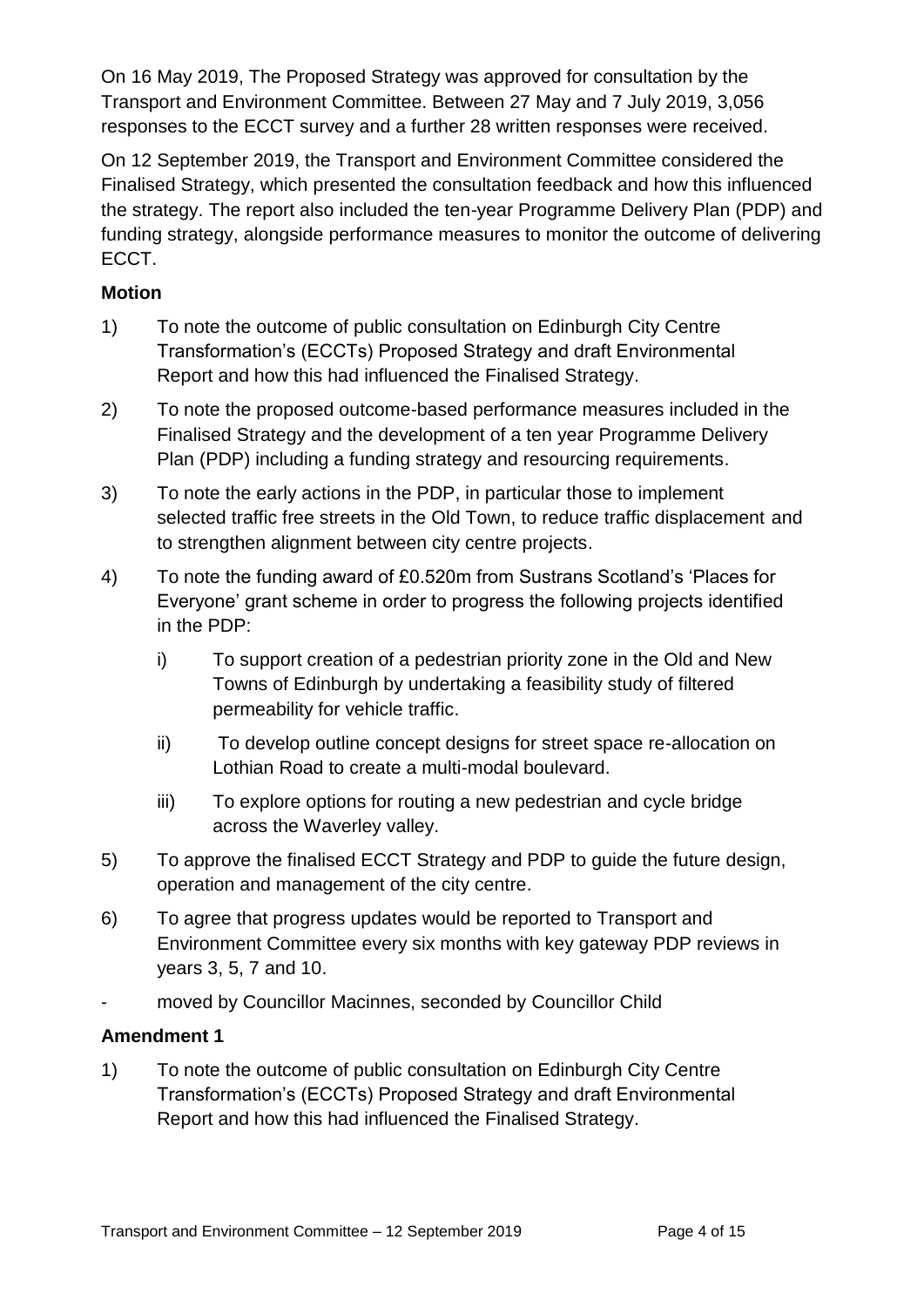On 16 May 2019, The Proposed Strategy was approved for consultation by the Transport and Environment Committee. Between 27 May and 7 July 2019, 3,056 responses to the ECCT survey and a further 28 written responses were received.

On 12 September 2019, the Transport and Environment Committee considered the Finalised Strategy, which presented the consultation feedback and how this influenced the strategy. The report also included the ten-year Programme Delivery Plan (PDP) and funding strategy, alongside performance measures to monitor the outcome of delivering ECCT.

**Motion**

1) To note the outcome of public consultation on Edinburgh City Centre Transformation's (ECCTs) Proposed Strategy and draft Environmental Report and how this had influenced the Finalised Strategy.

2) To note the proposed outcome-based performance measures included in the Finalised Strategy and the development of a ten year Programme Delivery Plan (PDP) including a funding strategy and resourcing requirements.

3) To note the early actions in the PDP, in particular those to implement selected traffic free streets in the Old Town, to reduce traffic displacement and to strengthen alignment between city centre projects.

4) To note the funding award of £0.520m from Sustrans Scotland's 'Places for Everyone' grant scheme in order to progress the following projects identified in the PDP:

   i) To support creation of a pedestrian priority zone in the Old and New Towns of Edinburgh by undertaking a feasibility study of filtered permeability for vehicle traffic.

   ii) To develop outline concept designs for street space re-allocation on Lothian Road to create a multi-modal boulevard.

   iii) To explore options for routing a new pedestrian and cycle bridge across the Waverley valley.

5) To approve the finalised ECCT Strategy and PDP to guide the future design, operation and management of the city centre.

6) To agree that progress updates would be reported to Transport and Environment Committee every six months with key gateway PDP reviews in years 3, 5, 7 and 10.

- moved by Councillor Macinnes, seconded by Councillor Child

**Amendment 1**

1) To note the outcome of public consultation on Edinburgh City Centre Transformation's (ECCTs) Proposed Strategy and draft Environmental Report and how this had influenced the Finalised Strategy.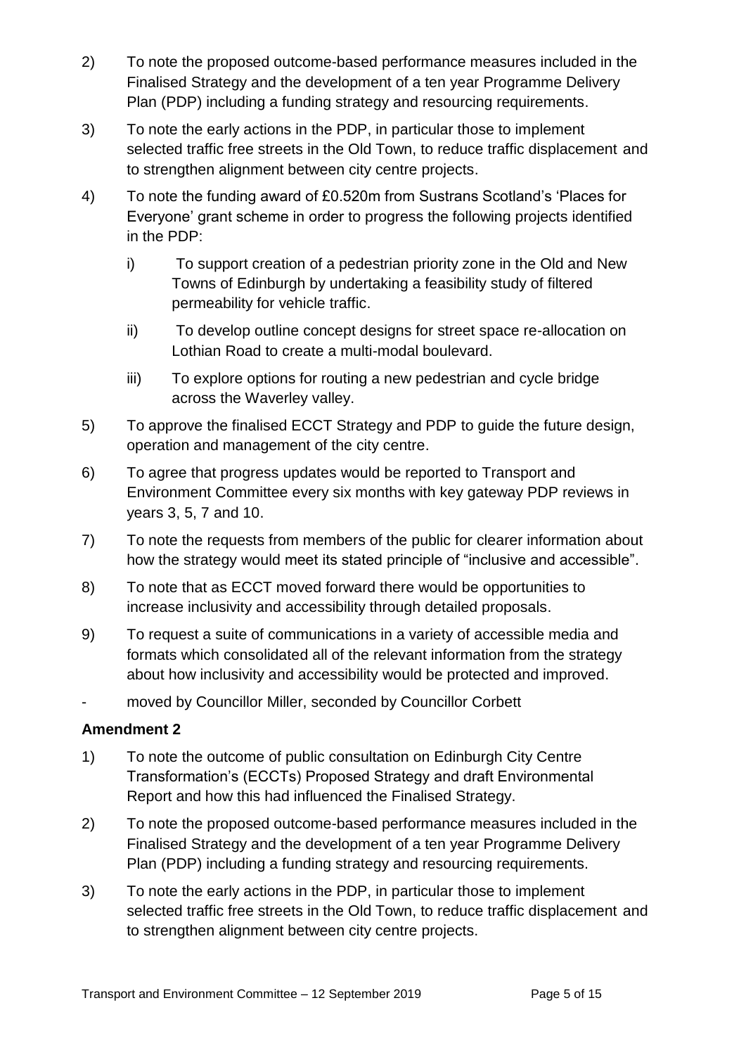2) To note the proposed outcome-based performance measures included in the Finalised Strategy and the development of a ten year Programme Delivery Plan (PDP) including a funding strategy and resourcing requirements.

3) To note the early actions in the PDP, in particular those to implement selected traffic free streets in the Old Town, to reduce traffic displacement and to strengthen alignment between city centre projects.

4) To note the funding award of £0.520m from Sustrans Scotland's 'Places for Everyone' grant scheme in order to progress the following projects identified in the PDP:

   i) To support creation of a pedestrian priority zone in the Old and New Towns of Edinburgh by undertaking a feasibility study of filtered permeability for vehicle traffic.

   ii) To develop outline concept designs for street space re-allocation on Lothian Road to create a multi-modal boulevard.

   iii) To explore options for routing a new pedestrian and cycle bridge across the Waverley valley.

5) To approve the finalised ECCT Strategy and PDP to guide the future design, operation and management of the city centre.

6) To agree that progress updates would be reported to Transport and Environment Committee every six months with key gateway PDP reviews in years 3, 5, 7 and 10.

7) To note the requests from members of the public for clearer information about how the strategy would meet its stated principle of "inclusive and accessible".

8) To note that as ECCT moved forward there would be opportunities to increase inclusivity and accessibility through detailed proposals.

9) To request a suite of communications in a variety of accessible media and formats which consolidated all of the relevant information from the strategy about how inclusivity and accessibility would be protected and improved.

- moved by Councillor Miller, seconded by Councillor Corbett

**Amendment 2**

1) To note the outcome of public consultation on Edinburgh City Centre Transformation's (ECCTs) Proposed Strategy and draft Environmental Report and how this had influenced the Finalised Strategy.

2) To note the proposed outcome-based performance measures included in the Finalised Strategy and the development of a ten year Programme Delivery Plan (PDP) including a funding strategy and resourcing requirements.

3) To note the early actions in the PDP, in particular those to implement selected traffic free streets in the Old Town, to reduce traffic displacement and to strengthen alignment between city centre projects.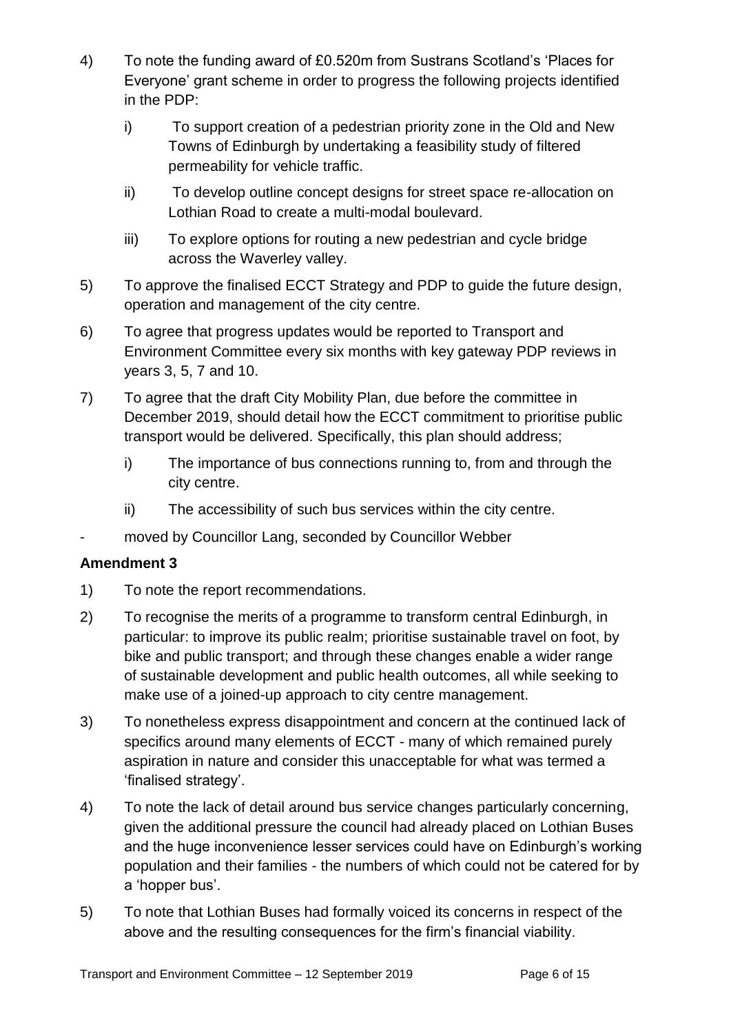4) To note the funding award of £0.520m from Sustrans Scotland's 'Places for Everyone' grant scheme in order to progress the following projects identified in the PDP:

   i) To support creation of a pedestrian priority zone in the Old and New Towns of Edinburgh by undertaking a feasibility study of filtered permeability for vehicle traffic.

   ii) To develop outline concept designs for street space re-allocation on Lothian Road to create a multi-modal boulevard.

   iii) To explore options for routing a new pedestrian and cycle bridge across the Waverley valley.

5) To approve the finalised ECCT Strategy and PDP to guide the future design, operation and management of the city centre.

6) To agree that progress updates would be reported to Transport and Environment Committee every six months with key gateway PDP reviews in years 3, 5, 7 and 10.

7) To agree that the draft City Mobility Plan, due before the committee in December 2019, should detail how the ECCT commitment to prioritise public transport would be delivered. Specifically, this plan should address;

   i) The importance of bus connections running to, from and through the city centre.

   ii) The accessibility of such bus services within the city centre.

- moved by Councillor Lang, seconded by Councillor Webber

**Amendment 3**

1) To note the report recommendations.

2) To recognise the merits of a programme to transform central Edinburgh, in particular: to improve its public realm; prioritise sustainable travel on foot, by bike and public transport; and through these changes enable a wider range of sustainable development and public health outcomes, all while seeking to make use of a joined-up approach to city centre management.

3) To nonetheless express disappointment and concern at the continued lack of specifics around many elements of ECCT - many of which remained purely aspiration in nature and consider this unacceptable for what was termed a 'finalised strategy'.

4) To note the lack of detail around bus service changes particularly concerning, given the additional pressure the council had already placed on Lothian Buses and the huge inconvenience lesser services could have on Edinburgh's working population and their families - the numbers of which could not be catered for by a 'hopper bus'.

5) To note that Lothian Buses had formally voiced its concerns in respect of the above and the resulting consequences for the firm's financial viability.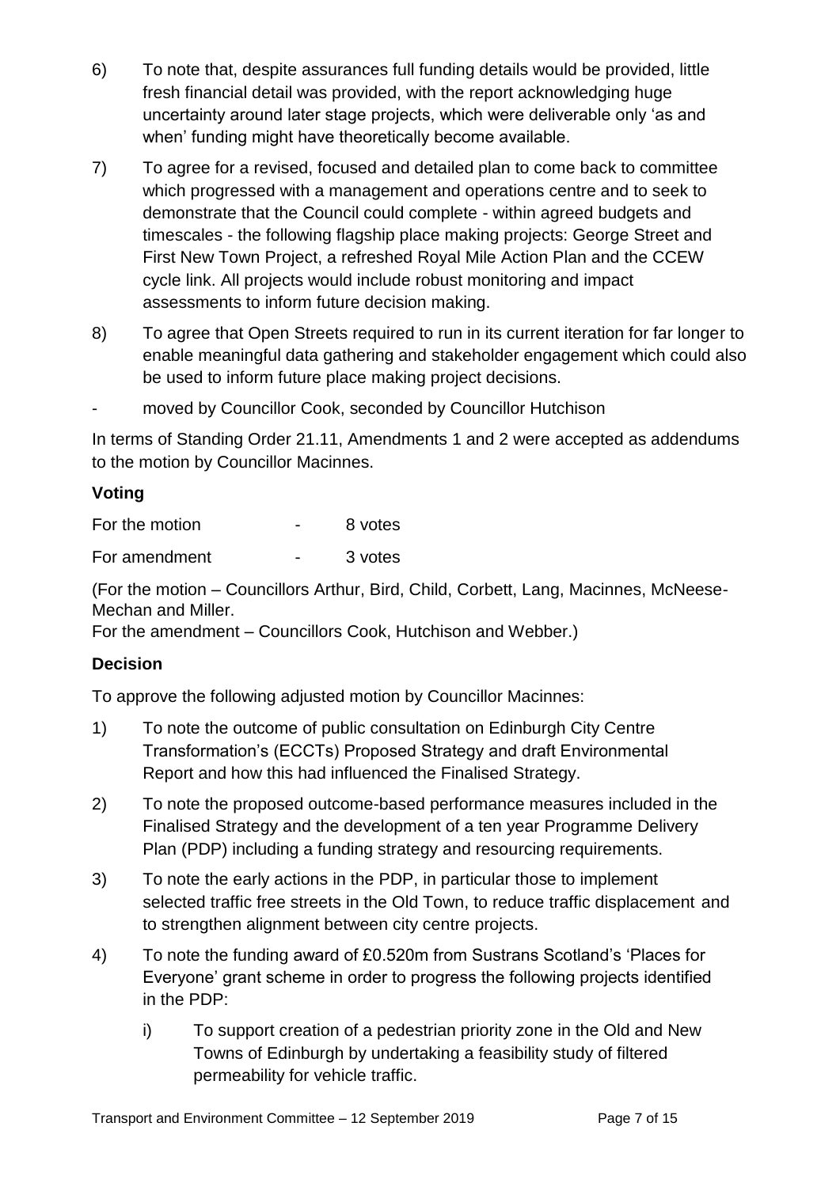6) To note that, despite assurances full funding details would be provided, little fresh financial detail was provided, with the report acknowledging huge uncertainty around later stage projects, which were deliverable only 'as and when' funding might have theoretically become available.

7) To agree for a revised, focused and detailed plan to come back to committee which progressed with a management and operations centre and to seek to demonstrate that the Council could complete - within agreed budgets and timescales - the following flagship place making projects: George Street and First New Town Project, a refreshed Royal Mile Action Plan and the CCEW cycle link. All projects would include robust monitoring and impact assessments to inform future decision making.

8) To agree that Open Streets required to run in its current iteration for far longer to enable meaningful data gathering and stakeholder engagement which could also be used to inform future place making project decisions.

- moved by Councillor Cook, seconded by Councillor Hutchison

In terms of Standing Order 21.11, Amendments 1 and 2 were accepted as addendums to the motion by Councillor Macinnes.

## Voting

For the motion - 8 votes

For amendment - 3 votes

(For the motion – Councillors Arthur, Bird, Child, Corbett, Lang, Macinnes, McNeese-Mechan and Miller.

For the amendment – Councillors Cook, Hutchison and Webber.)

## Decision

To approve the following adjusted motion by Councillor Macinnes:

1) To note the outcome of public consultation on Edinburgh City Centre Transformation's (ECCTs) Proposed Strategy and draft Environmental Report and how this had influenced the Finalised Strategy.

2) To note the proposed outcome-based performance measures included in the Finalised Strategy and the development of a ten year Programme Delivery Plan (PDP) including a funding strategy and resourcing requirements.

3) To note the early actions in the PDP, in particular those to implement selected traffic free streets in the Old Town, to reduce traffic displacement and to strengthen alignment between city centre projects.

4) To note the funding award of £0.520m from Sustrans Scotland's 'Places for Everyone' grant scheme in order to progress the following projects identified in the PDP:

   i) To support creation of a pedestrian priority zone in the Old and New Towns of Edinburgh by undertaking a feasibility study of filtered permeability for vehicle traffic.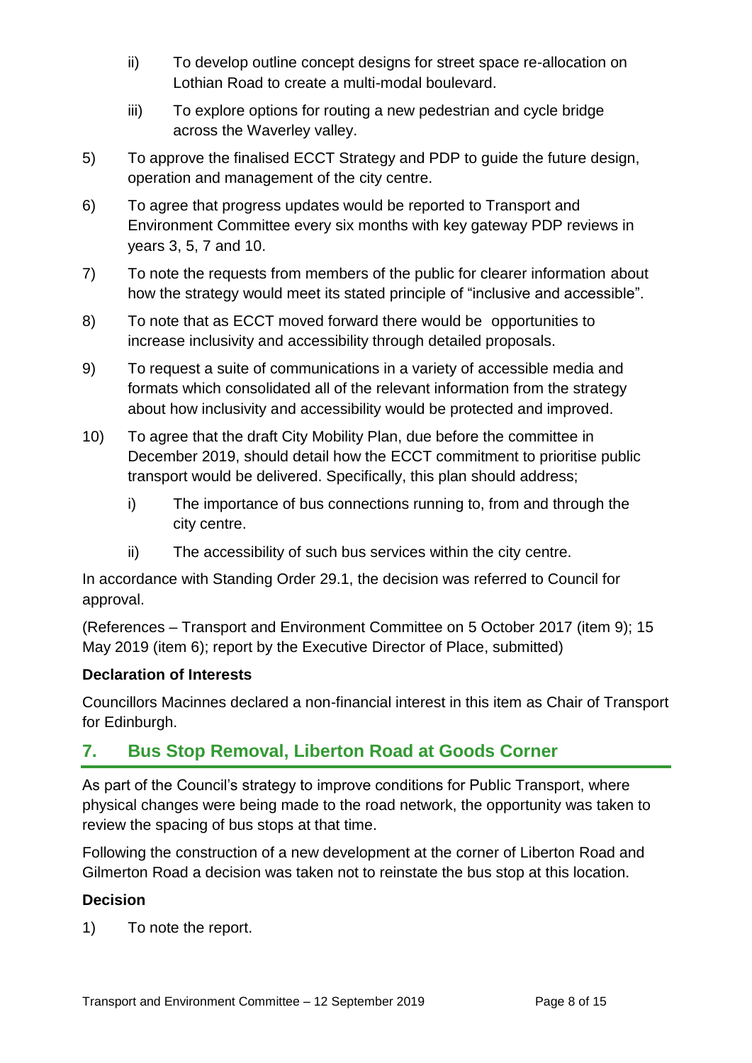ii) To develop outline concept designs for street space re-allocation on Lothian Road to create a multi-modal boulevard.

   iii) To explore options for routing a new pedestrian and cycle bridge across the Waverley valley.

5) To approve the finalised ECCT Strategy and PDP to guide the future design, operation and management of the city centre.

6) To agree that progress updates would be reported to Transport and Environment Committee every six months with key gateway PDP reviews in years 3, 5, 7 and 10.

7) To note the requests from members of the public for clearer information about how the strategy would meet its stated principle of "inclusive and accessible".

8) To note that as ECCT moved forward there would be opportunities to increase inclusivity and accessibility through detailed proposals.

9) To request a suite of communications in a variety of accessible media and formats which consolidated all of the relevant information from the strategy about how inclusivity and accessibility would be protected and improved.

10) To agree that the draft City Mobility Plan, due before the committee in December 2019, should detail how the ECCT commitment to prioritise public transport would be delivered. Specifically, this plan should address;

   i) The importance of bus connections running to, from and through the city centre.

   ii) The accessibility of such bus services within the city centre.

In accordance with Standing Order 29.1, the decision was referred to Council for approval.

(References – Transport and Environment Committee on 5 October 2017 (item 9); 15 May 2019 (item 6); report by the Executive Director of Place, submitted)

**Declaration of Interests**

Councillors Macinnes declared a non-financial interest in this item as Chair of Transport for Edinburgh.

## 7. Bus Stop Removal, Liberton Road at Goods Corner

As part of the Council's strategy to improve conditions for Public Transport, where physical changes were being made to the road network, the opportunity was taken to review the spacing of bus stops at that time.

Following the construction of a new development at the corner of Liberton Road and Gilmerton Road a decision was taken not to reinstate the bus stop at this location.

**Decision**

1) To note the report.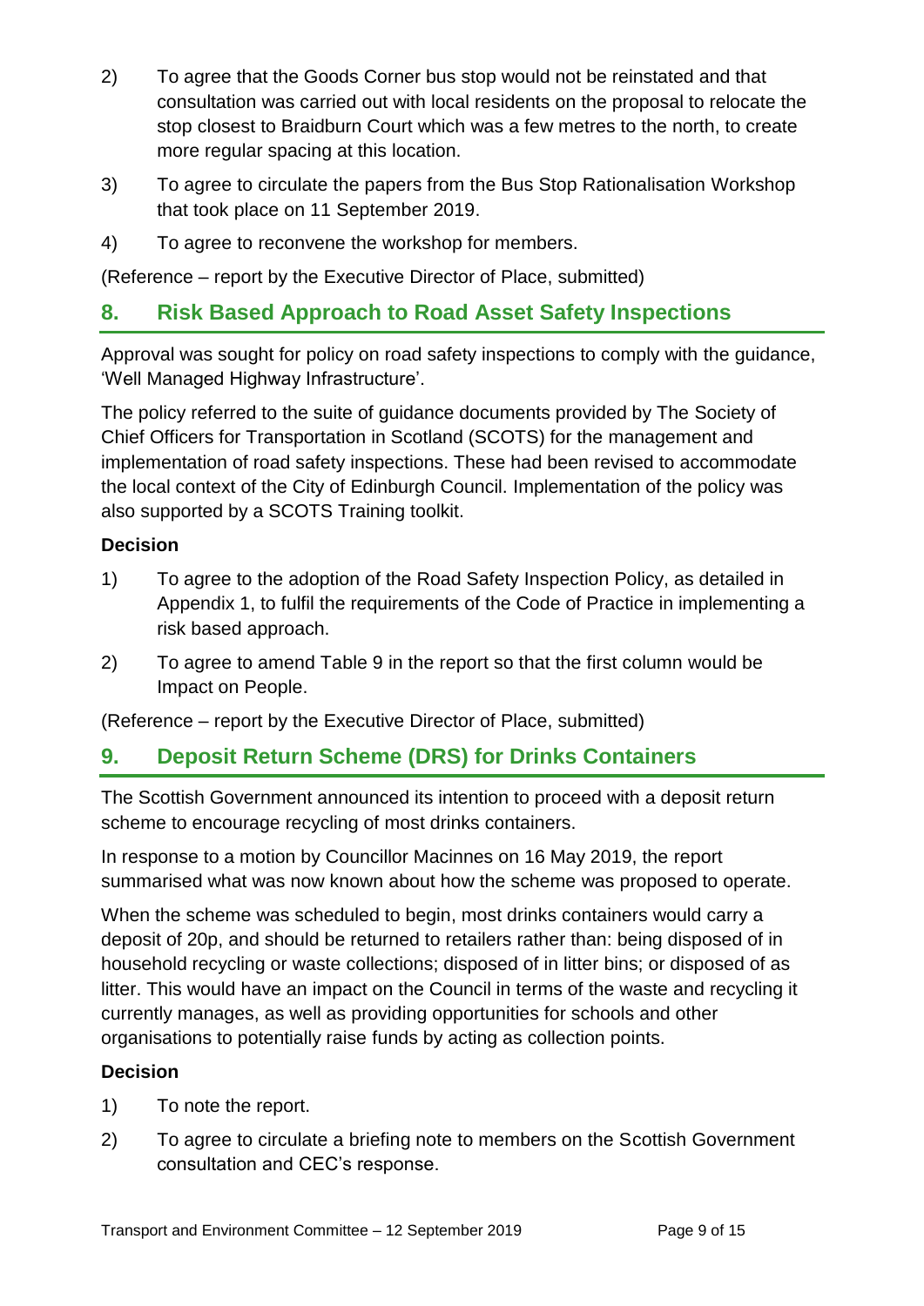2) To agree that the Goods Corner bus stop would not be reinstated and that consultation was carried out with local residents on the proposal to relocate the stop closest to Braidburn Court which was a few metres to the north, to create more regular spacing at this location.

3) To agree to circulate the papers from the Bus Stop Rationalisation Workshop that took place on 11 September 2019.

4) To agree to reconvene the workshop for members.

(Reference – report by the Executive Director of Place, submitted)

## 8. Risk Based Approach to Road Asset Safety Inspections

Approval was sought for policy on road safety inspections to comply with the guidance, 'Well Managed Highway Infrastructure'.

The policy referred to the suite of guidance documents provided by The Society of Chief Officers for Transportation in Scotland (SCOTS) for the management and implementation of road safety inspections. These had been revised to accommodate the local context of the City of Edinburgh Council. Implementation of the policy was also supported by a SCOTS Training toolkit.

**Decision**

1) To agree to the adoption of the Road Safety Inspection Policy, as detailed in Appendix 1, to fulfil the requirements of the Code of Practice in implementing a risk based approach.

2) To agree to amend Table 9 in the report so that the first column would be Impact on People.

(Reference – report by the Executive Director of Place, submitted)

## 9. Deposit Return Scheme (DRS) for Drinks Containers

The Scottish Government announced its intention to proceed with a deposit return scheme to encourage recycling of most drinks containers.

In response to a motion by Councillor Macinnes on 16 May 2019, the report summarised what was now known about how the scheme was proposed to operate.

When the scheme was scheduled to begin, most drinks containers would carry a deposit of 20p, and should be returned to retailers rather than: being disposed of in household recycling or waste collections; disposed of in litter bins; or disposed of as litter. This would have an impact on the Council in terms of the waste and recycling it currently manages, as well as providing opportunities for schools and other organisations to potentially raise funds by acting as collection points.

**Decision**

1) To note the report.

2) To agree to circulate a briefing note to members on the Scottish Government consultation and CEC's response.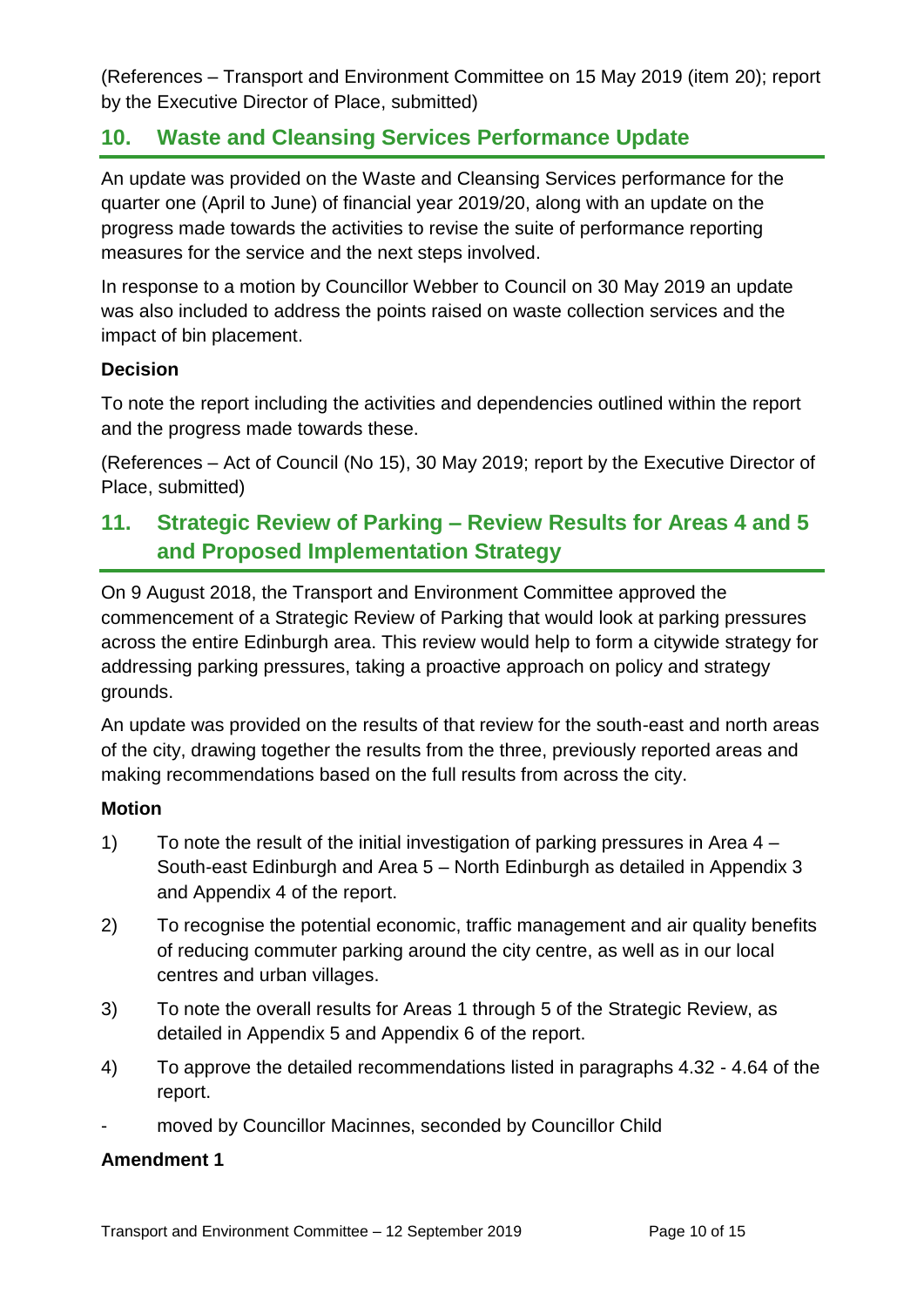(References – Transport and Environment Committee on 15 May 2019 (item 20); report by the Executive Director of Place, submitted)

## 10. Waste and Cleansing Services Performance Update

An update was provided on the Waste and Cleansing Services performance for the quarter one (April to June) of financial year 2019/20, along with an update on the progress made towards the activities to revise the suite of performance reporting measures for the service and the next steps involved.

In response to a motion by Councillor Webber to Council on 30 May 2019 an update was also included to address the points raised on waste collection services and the impact of bin placement.

**Decision**

To note the report including the activities and dependencies outlined within the report and the progress made towards these.

(References – Act of Council (No 15), 30 May 2019; report by the Executive Director of Place, submitted)

## 11. Strategic Review of Parking – Review Results for Areas 4 and 5 and Proposed Implementation Strategy

On 9 August 2018, the Transport and Environment Committee approved the commencement of a Strategic Review of Parking that would look at parking pressures across the entire Edinburgh area. This review would help to form a citywide strategy for addressing parking pressures, taking a proactive approach on policy and strategy grounds.

An update was provided on the results of that review for the south-east and north areas of the city, drawing together the results from the three, previously reported areas and making recommendations based on the full results from across the city.

**Motion**

1) To note the result of the initial investigation of parking pressures in Area 4 – South-east Edinburgh and Area 5 – North Edinburgh as detailed in Appendix 3 and Appendix 4 of the report.

2) To recognise the potential economic, traffic management and air quality benefits of reducing commuter parking around the city centre, as well as in our local centres and urban villages.

3) To note the overall results for Areas 1 through 5 of the Strategic Review, as detailed in Appendix 5 and Appendix 6 of the report.

4) To approve the detailed recommendations listed in paragraphs 4.32 - 4.64 of the report.

\- moved by Councillor Macinnes, seconded by Councillor Child

**Amendment 1**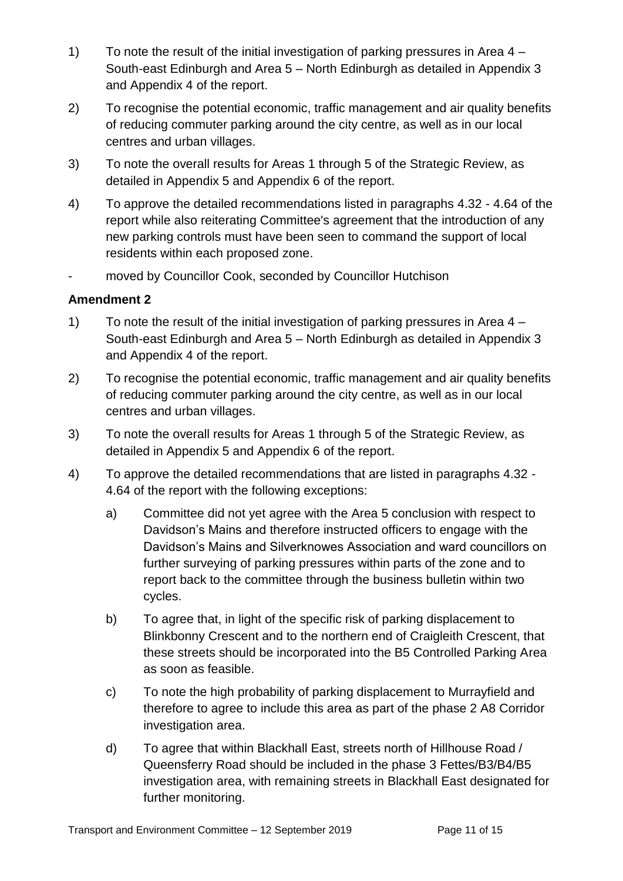1) To note the result of the initial investigation of parking pressures in Area 4 – South-east Edinburgh and Area 5 – North Edinburgh as detailed in Appendix 3 and Appendix 4 of the report.

2) To recognise the potential economic, traffic management and air quality benefits of reducing commuter parking around the city centre, as well as in our local centres and urban villages.

3) To note the overall results for Areas 1 through 5 of the Strategic Review, as detailed in Appendix 5 and Appendix 6 of the report.

4) To approve the detailed recommendations listed in paragraphs 4.32 - 4.64 of the report while also reiterating Committee's agreement that the introduction of any new parking controls must have been seen to command the support of local residents within each proposed zone.

- moved by Councillor Cook, seconded by Councillor Hutchison

**Amendment 2**

1) To note the result of the initial investigation of parking pressures in Area 4 – South-east Edinburgh and Area 5 – North Edinburgh as detailed in Appendix 3 and Appendix 4 of the report.

2) To recognise the potential economic, traffic management and air quality benefits of reducing commuter parking around the city centre, as well as in our local centres and urban villages.

3) To note the overall results for Areas 1 through 5 of the Strategic Review, as detailed in Appendix 5 and Appendix 6 of the report.

4) To approve the detailed recommendations that are listed in paragraphs 4.32 - 4.64 of the report with the following exceptions:

   a) Committee did not yet agree with the Area 5 conclusion with respect to Davidson's Mains and therefore instructed officers to engage with the Davidson's Mains and Silverknowes Association and ward councillors on further surveying of parking pressures within parts of the zone and to report back to the committee through the business bulletin within two cycles.

   b) To agree that, in light of the specific risk of parking displacement to Blinkbonny Crescent and to the northern end of Craigleith Crescent, that these streets should be incorporated into the B5 Controlled Parking Area as soon as feasible.

   c) To note the high probability of parking displacement to Murrayfield and therefore to agree to include this area as part of the phase 2 A8 Corridor investigation area.

   d) To agree that within Blackhall East, streets north of Hillhouse Road / Queensferry Road should be included in the phase 3 Fettes/B3/B4/B5 investigation area, with remaining streets in Blackhall East designated for further monitoring.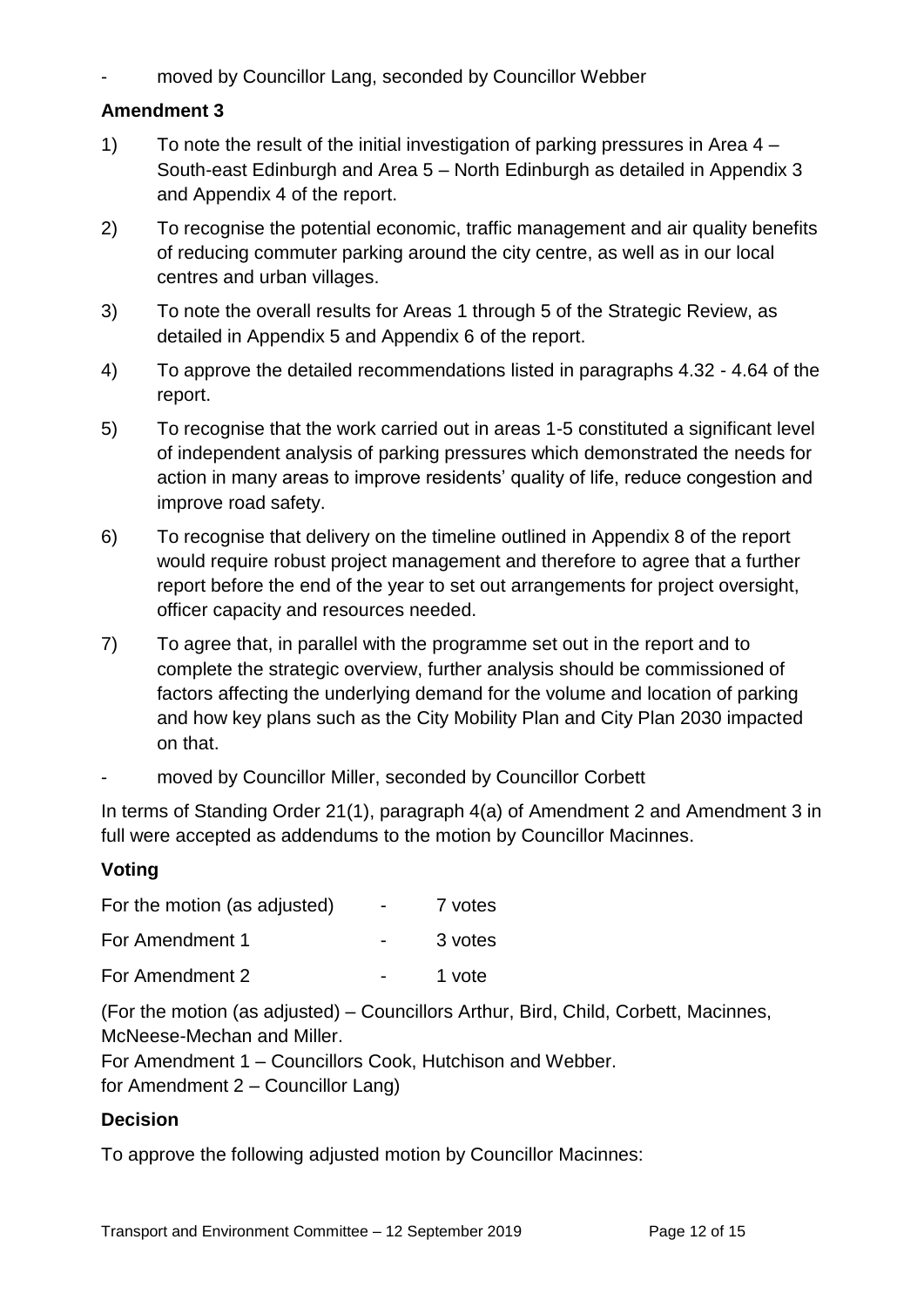- moved by Councillor Lang, seconded by Councillor Webber

**Amendment 3**

1) To note the result of the initial investigation of parking pressures in Area 4 – South-east Edinburgh and Area 5 – North Edinburgh as detailed in Appendix 3 and Appendix 4 of the report.

2) To recognise the potential economic, traffic management and air quality benefits of reducing commuter parking around the city centre, as well as in our local centres and urban villages.

3) To note the overall results for Areas 1 through 5 of the Strategic Review, as detailed in Appendix 5 and Appendix 6 of the report.

4) To approve the detailed recommendations listed in paragraphs 4.32 - 4.64 of the report.

5) To recognise that the work carried out in areas 1-5 constituted a significant level of independent analysis of parking pressures which demonstrated the needs for action in many areas to improve residents' quality of life, reduce congestion and improve road safety.

6) To recognise that delivery on the timeline outlined in Appendix 8 of the report would require robust project management and therefore to agree that a further report before the end of the year to set out arrangements for project oversight, officer capacity and resources needed.

7) To agree that, in parallel with the programme set out in the report and to complete the strategic overview, further analysis should be commissioned of factors affecting the underlying demand for the volume and location of parking and how key plans such as the City Mobility Plan and City Plan 2030 impacted on that.

- moved by Councillor Miller, seconded by Councillor Corbett

In terms of Standing Order 21(1), paragraph 4(a) of Amendment 2 and Amendment 3 in full were accepted as addendums to the motion by Councillor Macinnes.

**Voting**

| | | |
|---|---|---|
| For the motion (as adjusted) | - | 7 votes |
| For Amendment 1 | - | 3 votes |
| For Amendment 2 | - | 1 vote |

(For the motion (as adjusted) – Councillors Arthur, Bird, Child, Corbett, Macinnes, McNeese-Mechan and Miller.
For Amendment 1 – Councillors Cook, Hutchison and Webber.
for Amendment 2 – Councillor Lang)

**Decision**

To approve the following adjusted motion by Councillor Macinnes: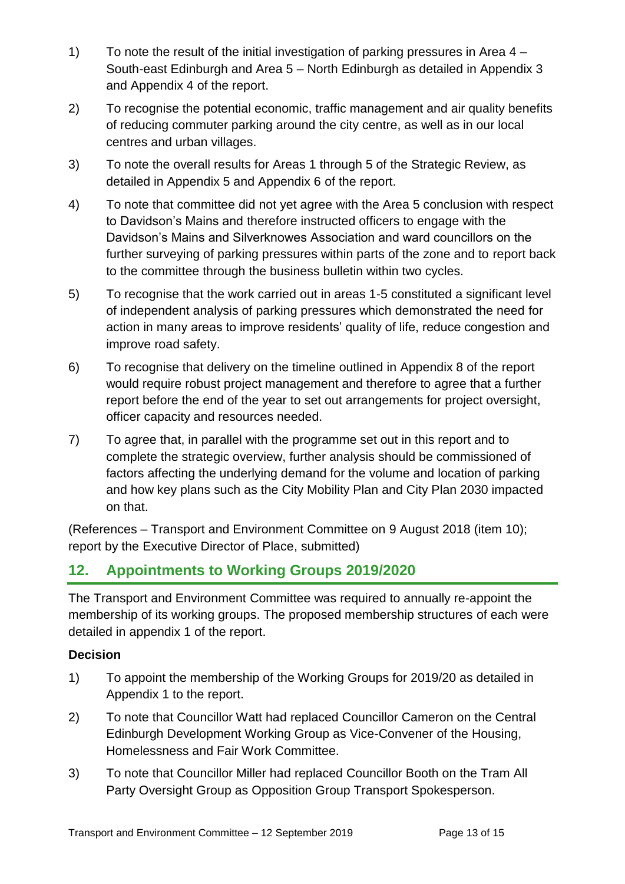1) To note the result of the initial investigation of parking pressures in Area 4 – South-east Edinburgh and Area 5 – North Edinburgh as detailed in Appendix 3 and Appendix 4 of the report.

2) To recognise the potential economic, traffic management and air quality benefits of reducing commuter parking around the city centre, as well as in our local centres and urban villages.

3) To note the overall results for Areas 1 through 5 of the Strategic Review, as detailed in Appendix 5 and Appendix 6 of the report.

4) To note that committee did not yet agree with the Area 5 conclusion with respect to Davidson's Mains and therefore instructed officers to engage with the Davidson's Mains and Silverknowes Association and ward councillors on the further surveying of parking pressures within parts of the zone and to report back to the committee through the business bulletin within two cycles.

5) To recognise that the work carried out in areas 1-5 constituted a significant level of independent analysis of parking pressures which demonstrated the need for action in many areas to improve residents' quality of life, reduce congestion and improve road safety.

6) To recognise that delivery on the timeline outlined in Appendix 8 of the report would require robust project management and therefore to agree that a further report before the end of the year to set out arrangements for project oversight, officer capacity and resources needed.

7) To agree that, in parallel with the programme set out in this report and to complete the strategic overview, further analysis should be commissioned of factors affecting the underlying demand for the volume and location of parking and how key plans such as the City Mobility Plan and City Plan 2030 impacted on that.

(References – Transport and Environment Committee on 9 August 2018 (item 10); report by the Executive Director of Place, submitted)

## 12. Appointments to Working Groups 2019/2020

The Transport and Environment Committee was required to annually re-appoint the membership of its working groups. The proposed membership structures of each were detailed in appendix 1 of the report.

### Decision

1) To appoint the membership of the Working Groups for 2019/20 as detailed in Appendix 1 to the report.

2) To note that Councillor Watt had replaced Councillor Cameron on the Central Edinburgh Development Working Group as Vice-Convener of the Housing, Homelessness and Fair Work Committee.

3) To note that Councillor Miller had replaced Councillor Booth on the Tram All Party Oversight Group as Opposition Group Transport Spokesperson.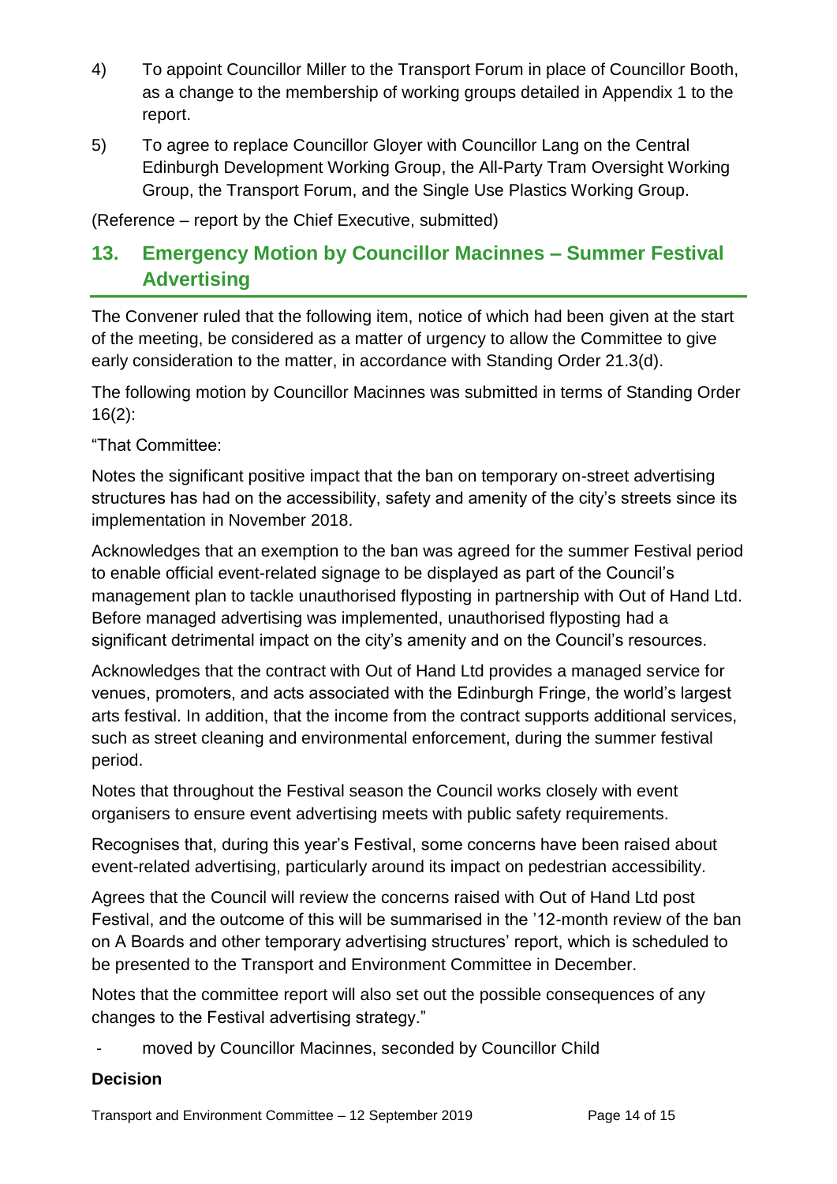4) To appoint Councillor Miller to the Transport Forum in place of Councillor Booth, as a change to the membership of working groups detailed in Appendix 1 to the report.

5) To agree to replace Councillor Gloyer with Councillor Lang on the Central Edinburgh Development Working Group, the All-Party Tram Oversight Working Group, the Transport Forum, and the Single Use Plastics Working Group.

(Reference – report by the Chief Executive, submitted)

## 13. Emergency Motion by Councillor Macinnes – Summer Festival Advertising

The Convener ruled that the following item, notice of which had been given at the start of the meeting, be considered as a matter of urgency to allow the Committee to give early consideration to the matter, in accordance with Standing Order 21.3(d).

The following motion by Councillor Macinnes was submitted in terms of Standing Order 16(2):

"That Committee:

Notes the significant positive impact that the ban on temporary on-street advertising structures has had on the accessibility, safety and amenity of the city's streets since its implementation in November 2018.

Acknowledges that an exemption to the ban was agreed for the summer Festival period to enable official event-related signage to be displayed as part of the Council's management plan to tackle unauthorised flyposting in partnership with Out of Hand Ltd. Before managed advertising was implemented, unauthorised flyposting had a significant detrimental impact on the city's amenity and on the Council's resources.

Acknowledges that the contract with Out of Hand Ltd provides a managed service for venues, promoters, and acts associated with the Edinburgh Fringe, the world's largest arts festival. In addition, that the income from the contract supports additional services, such as street cleaning and environmental enforcement, during the summer festival period.

Notes that throughout the Festival season the Council works closely with event organisers to ensure event advertising meets with public safety requirements.

Recognises that, during this year's Festival, some concerns have been raised about event-related advertising, particularly around its impact on pedestrian accessibility.

Agrees that the Council will review the concerns raised with Out of Hand Ltd post Festival, and the outcome of this will be summarised in the '12-month review of the ban on A Boards and other temporary advertising structures' report, which is scheduled to be presented to the Transport and Environment Committee in December.

Notes that the committee report will also set out the possible consequences of any changes to the Festival advertising strategy."

- moved by Councillor Macinnes, seconded by Councillor Child

**Decision**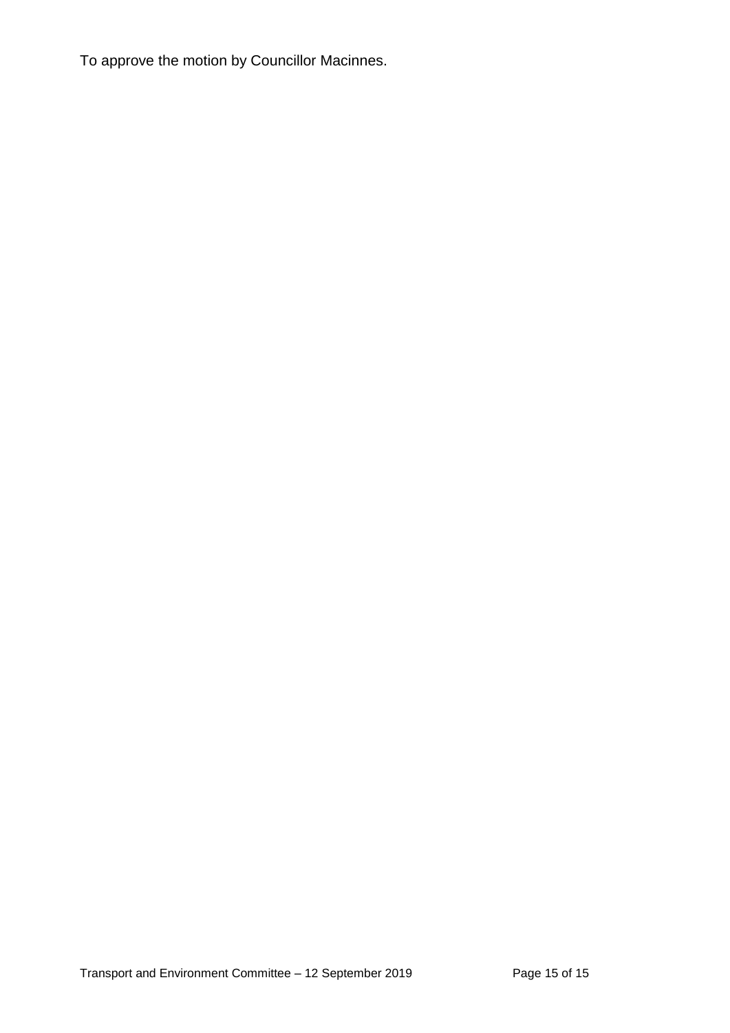To approve the motion by Councillor Macinnes.